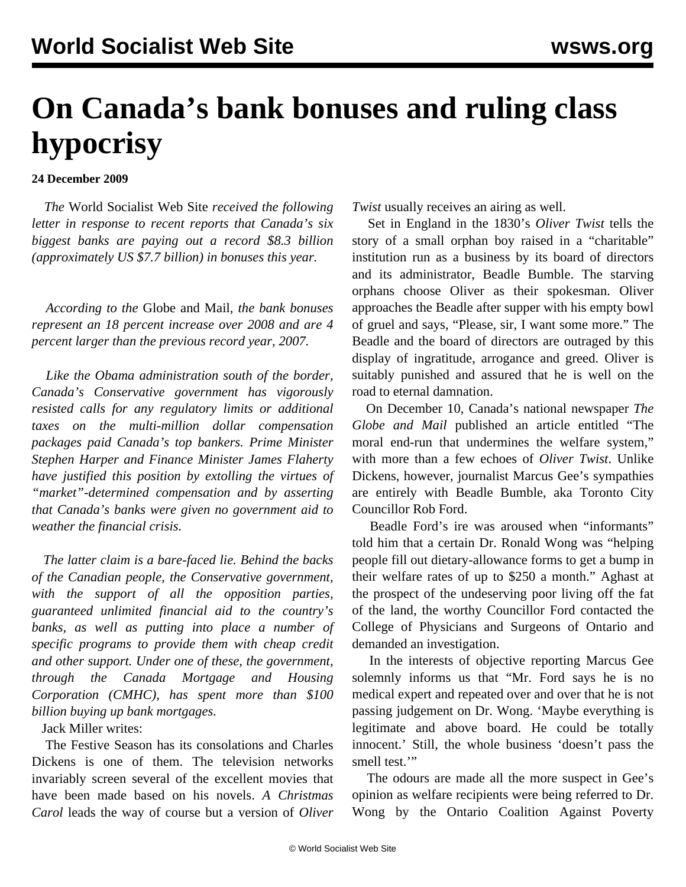# On Canada's bank bonuses and ruling class hypocrisy

**24 December 2009**

*The* World Socialist Web Site *received the following letter in response to recent reports that Canada's six biggest banks are paying out a record $8.3 billion (approximately US $7.7 billion) in bonuses this year.*

*According to the* Globe and Mail, *the bank bonuses represent an 18 percent increase over 2008 and are 4 percent larger than the previous record year, 2007.*

*Like the Obama administration south of the border, Canada's Conservative government has vigorously resisted calls for any regulatory limits or additional taxes on the multi-million dollar compensation packages paid Canada's top bankers. Prime Minister Stephen Harper and Finance Minister James Flaherty have justified this position by extolling the virtues of "market"-determined compensation and by asserting that Canada's banks were given no government aid to weather the financial crisis.*

*The latter claim is a bare-faced lie. Behind the backs of the Canadian people, the Conservative government, with the support of all the opposition parties, guaranteed unlimited financial aid to the country's banks, as well as putting into place a number of specific programs to provide them with cheap credit and other support. Under one of these, the government, through the Canada Mortgage and Housing Corporation (CMHC), has spent more than $100 billion buying up bank mortgages.*

Jack Miller writes:

The Festive Season has its consolations and Charles Dickens is one of them. The television networks invariably screen several of the excellent movies that have been made based on his novels. *A Christmas Carol* leads the way of course but a version of *Oliver Twist* usually receives an airing as well.

Set in England in the 1830's *Oliver Twist* tells the story of a small orphan boy raised in a "charitable" institution run as a business by its board of directors and its administrator, Beadle Bumble. The starving orphans choose Oliver as their spokesman. Oliver approaches the Beadle after supper with his empty bowl of gruel and says, "Please, sir, I want some more." The Beadle and the board of directors are outraged by this display of ingratitude, arrogance and greed. Oliver is suitably punished and assured that he is well on the road to eternal damnation.

On December 10, Canada's national newspaper *The Globe and Mail* published an article entitled "The moral end-run that undermines the welfare system," with more than a few echoes of *Oliver Twist*. Unlike Dickens, however, journalist Marcus Gee's sympathies are entirely with Beadle Bumble, aka Toronto City Councillor Rob Ford.

Beadle Ford's ire was aroused when "informants" told him that a certain Dr. Ronald Wong was "helping people fill out dietary-allowance forms to get a bump in their welfare rates of up to $250 a month." Aghast at the prospect of the undeserving poor living off the fat of the land, the worthy Councillor Ford contacted the College of Physicians and Surgeons of Ontario and demanded an investigation.

In the interests of objective reporting Marcus Gee solemnly informs us that "Mr. Ford says he is no medical expert and repeated over and over that he is not passing judgement on Dr. Wong. 'Maybe everything is legitimate and above board. He could be totally innocent.' Still, the whole business 'doesn't pass the smell test.'"

The odours are made all the more suspect in Gee's opinion as welfare recipients were being referred to Dr. Wong by the Ontario Coalition Against Poverty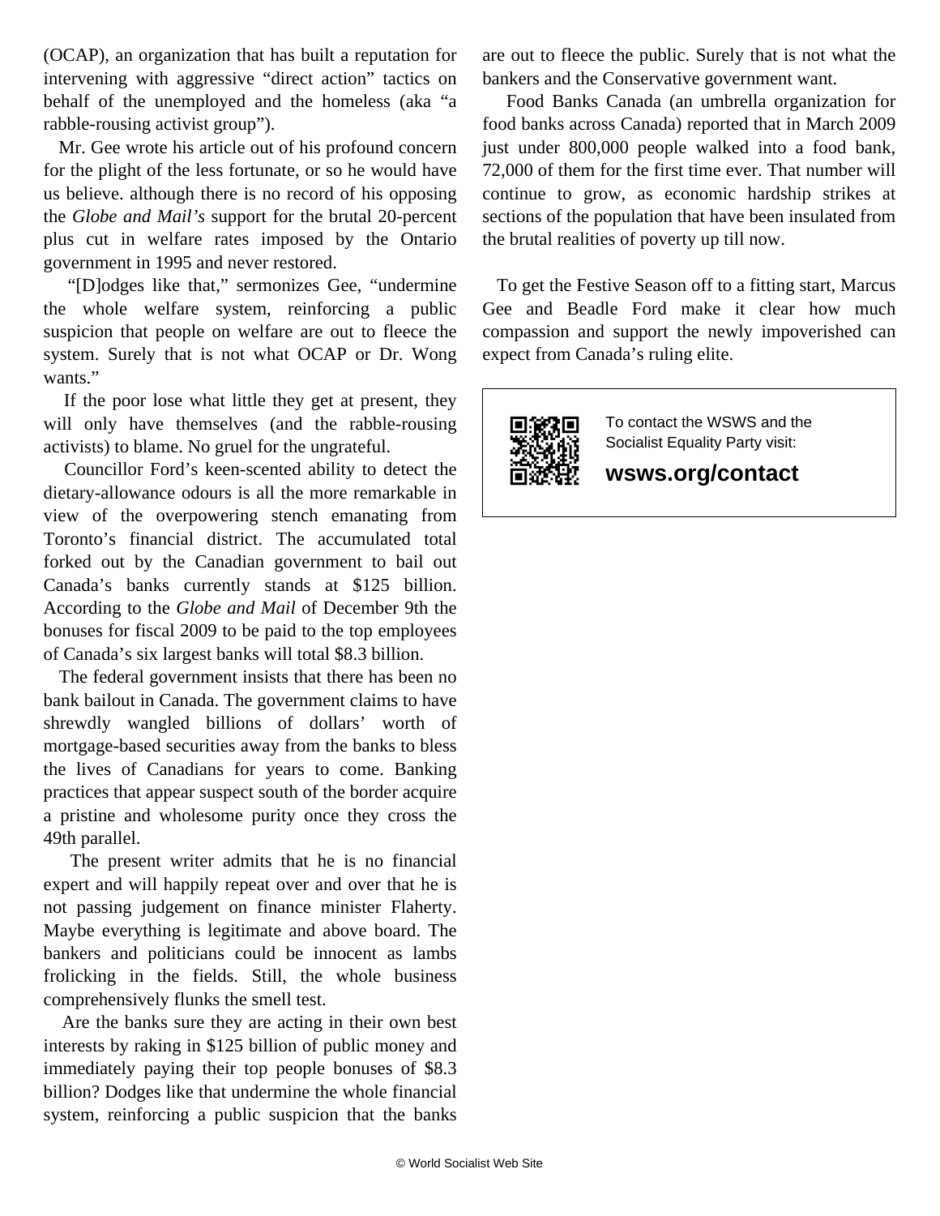(OCAP), an organization that has built a reputation for intervening with aggressive "direct action" tactics on behalf of the unemployed and the homeless (aka "a rabble-rousing activist group").

Mr. Gee wrote his article out of his profound concern for the plight of the less fortunate, or so he would have us believe. although there is no record of his opposing the *Globe and Mail's* support for the brutal 20-percent plus cut in welfare rates imposed by the Ontario government in 1995 and never restored.

"[D]odges like that," sermonizes Gee, "undermine the whole welfare system, reinforcing a public suspicion that people on welfare are out to fleece the system. Surely that is not what OCAP or Dr. Wong wants."

If the poor lose what little they get at present, they will only have themselves (and the rabble-rousing activists) to blame. No gruel for the ungrateful.

Councillor Ford's keen-scented ability to detect the dietary-allowance odours is all the more remarkable in view of the overpowering stench emanating from Toronto's financial district. The accumulated total forked out by the Canadian government to bail out Canada's banks currently stands at $125 billion. According to the *Globe and Mail* of December 9th the bonuses for fiscal 2009 to be paid to the top employees of Canada's six largest banks will total $8.3 billion.

The federal government insists that there has been no bank bailout in Canada. The government claims to have shrewdly wangled billions of dollars' worth of mortgage-based securities away from the banks to bless the lives of Canadians for years to come. Banking practices that appear suspect south of the border acquire a pristine and wholesome purity once they cross the 49th parallel.

The present writer admits that he is no financial expert and will happily repeat over and over that he is not passing judgement on finance minister Flaherty. Maybe everything is legitimate and above board. The bankers and politicians could be innocent as lambs frolicking in the fields. Still, the whole business comprehensively flunks the smell test.

Are the banks sure they are acting in their own best interests by raking in $125 billion of public money and immediately paying their top people bonuses of $8.3 billion? Dodges like that undermine the whole financial system, reinforcing a public suspicion that the banks are out to fleece the public. Surely that is not what the bankers and the Conservative government want.

Food Banks Canada (an umbrella organization for food banks across Canada) reported that in March 2009 just under 800,000 people walked into a food bank, 72,000 of them for the first time ever. That number will continue to grow, as economic hardship strikes at sections of the population that have been insulated from the brutal realities of poverty up till now.

To get the Festive Season off to a fitting start, Marcus Gee and Beadle Ford make it clear how much compassion and support the newly impoverished can expect from Canada's ruling elite.

To contact the WSWS and the Socialist Equality Party visit:

**wsws.org/contact**